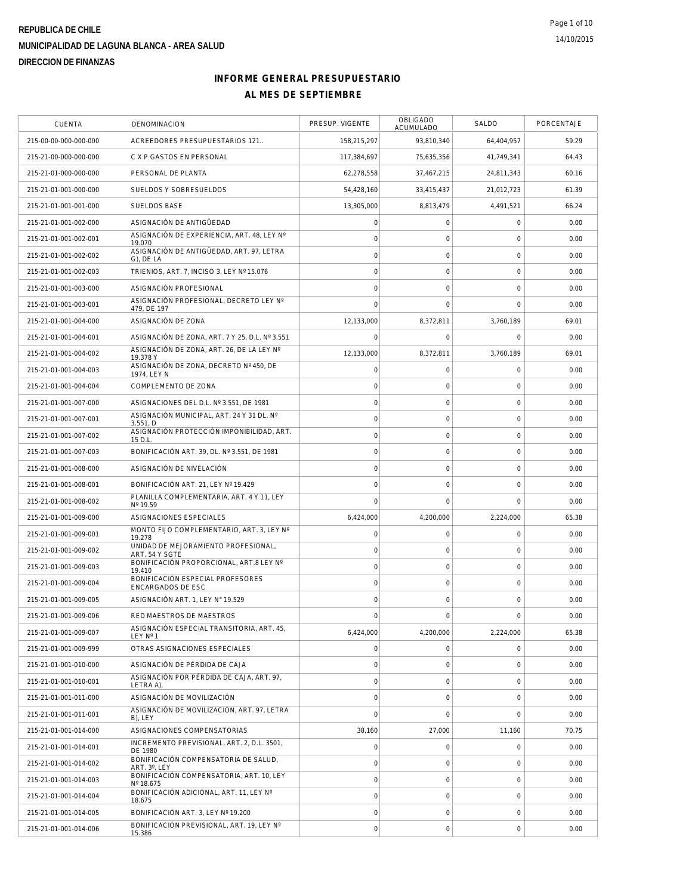**REPUBLICA DE CHILE**

**MUNICIPALIDAD DE LAGUNA BLANCA - AREA SALUD**

**DIRECCION DE FINANZAS**

## INFORME GENERAL PRESUPUESTARIO

## AL MES DE SEPTIEMBRE

| CUENTA | DENOMINACION | PRESUP. VIGENTE | OBLIGADO ACUMULADO | SALDO | PORCENTAJE |
|---|---|---|---|---|---|
| 215-00-00-000-000-000 | ACREEDORES PRESUPUESTARIOS 121.. | 158,215,297 | 93,810,340 | 64,404,957 | 59.29 |
| 215-21-00-000-000-000 | C X P GASTOS EN PERSONAL | 117,384,697 | 75,635,356 | 41,749,341 | 64.43 |
| 215-21-01-000-000-000 | PERSONAL DE PLANTA | 62,278,558 | 37,467,215 | 24,811,343 | 60.16 |
| 215-21-01-001-000-000 | SUELDOS Y SOBRESUELDOS | 54,428,160 | 33,415,437 | 21,012,723 | 61.39 |
| 215-21-01-001-001-000 | SUELDOS BASE | 13,305,000 | 8,813,479 | 4,491,521 | 66.24 |
| 215-21-01-001-002-000 | ASIGNACIÓN DE ANTIGÜEDAD | 0 | 0 | 0 | 0.00 |
| 215-21-01-001-002-001 | ASIGNACIÓN DE EXPERIENCIA, ART. 48, LEY Nº 19.070 | 0 | 0 | 0 | 0.00 |
| 215-21-01-001-002-002 | ASIGNACIÓN DE ANTIGÜEDAD, ART. 97, LETRA G), DE LA | 0 | 0 | 0 | 0.00 |
| 215-21-01-001-002-003 | TRIENIOS, ART. 7, INCISO 3, LEY Nº 15.076 | 0 | 0 | 0 | 0.00 |
| 215-21-01-001-003-000 | ASIGNACIÓN PROFESIONAL | 0 | 0 | 0 | 0.00 |
| 215-21-01-001-003-001 | ASIGNACIÓN PROFESIONAL, DECRETO LEY Nº 479, DE 197 | 0 | 0 | 0 | 0.00 |
| 215-21-01-001-004-000 | ASIGNACIÓN DE ZONA | 12,133,000 | 8,372,811 | 3,760,189 | 69.01 |
| 215-21-01-001-004-001 | ASIGNACIÓN DE ZONA, ART. 7 Y 25, D.L. Nº 3.551 | 0 | 0 | 0 | 0.00 |
| 215-21-01-001-004-002 | ASIGNACIÓN DE ZONA, ART. 26, DE LA LEY Nº 19.378 Y | 12,133,000 | 8,372,811 | 3,760,189 | 69.01 |
| 215-21-01-001-004-003 | ASIGNACIÓN DE ZONA, DECRETO Nº 450, DE 1974, LEY N | 0 | 0 | 0 | 0.00 |
| 215-21-01-001-004-004 | COMPLEMENTO DE ZONA | 0 | 0 | 0 | 0.00 |
| 215-21-01-001-007-000 | ASIGNACIONES DEL D.L. Nº 3.551, DE 1981 | 0 | 0 | 0 | 0.00 |
| 215-21-01-001-007-001 | ASIGNACIÓN MUNICIPAL, ART. 24 Y 31 DL. Nº 3.551, D | 0 | 0 | 0 | 0.00 |
| 215-21-01-001-007-002 | ASIGNACIÓN PROTECCIÓN IMPONIBILIDAD, ART. 15 D.L. | 0 | 0 | 0 | 0.00 |
| 215-21-01-001-007-003 | BONIFICACIÓN ART. 39, DL. Nº 3.551, DE 1981 | 0 | 0 | 0 | 0.00 |
| 215-21-01-001-008-000 | ASIGNACIÓN DE NIVELACIÓN | 0 | 0 | 0 | 0.00 |
| 215-21-01-001-008-001 | BONIFICACIÓN ART. 21, LEY Nº 19.429 | 0 | 0 | 0 | 0.00 |
| 215-21-01-001-008-002 | PLANILLA COMPLEMENTARIA, ART. 4 Y 11, LEY Nº 19.59 | 0 | 0 | 0 | 0.00 |
| 215-21-01-001-009-000 | ASIGNACIONES ESPECIALES | 6,424,000 | 4,200,000 | 2,224,000 | 65.38 |
| 215-21-01-001-009-001 | MONTO FIJO COMPLEMENTARIO, ART. 3, LEY Nº 19.278 | 0 | 0 | 0 | 0.00 |
| 215-21-01-001-009-002 | UNIDAD DE MEJORAMIENTO PROFESIONAL, ART. 54 Y SGTE | 0 | 0 | 0 | 0.00 |
| 215-21-01-001-009-003 | BONIFICACIÓN PROPORCIONAL, ART.8 LEY Nº 19.410 | 0 | 0 | 0 | 0.00 |
| 215-21-01-001-009-004 | BONIFICACIÓN ESPECIAL PROFESORES ENCARGADOS DE ESC | 0 | 0 | 0 | 0.00 |
| 215-21-01-001-009-005 | ASIGNACIÓN ART. 1, LEY N° 19.529 | 0 | 0 | 0 | 0.00 |
| 215-21-01-001-009-006 | RED MAESTROS DE MAESTROS | 0 | 0 | 0 | 0.00 |
| 215-21-01-001-009-007 | ASIGNACIÓN ESPECIAL TRANSITORIA, ART. 45, LEY Nº 1 | 6,424,000 | 4,200,000 | 2,224,000 | 65.38 |
| 215-21-01-001-009-999 | OTRAS ASIGNACIONES ESPECIALES | 0 | 0 | 0 | 0.00 |
| 215-21-01-001-010-000 | ASIGNACIÓN DE PÉRDIDA DE CAJA | 0 | 0 | 0 | 0.00 |
| 215-21-01-001-010-001 | ASIGNACIÓN POR PÉRDIDA DE CAJA, ART. 97, LETRA A), | 0 | 0 | 0 | 0.00 |
| 215-21-01-001-011-000 | ASIGNACIÓN DE MOVILIZACIÓN | 0 | 0 | 0 | 0.00 |
| 215-21-01-001-011-001 | ASIGNACIÓN DE MOVILIZACIÓN, ART. 97, LETRA B), LEY | 0 | 0 | 0 | 0.00 |
| 215-21-01-001-014-000 | ASIGNACIONES COMPENSATORIAS | 38,160 | 27,000 | 11,160 | 70.75 |
| 215-21-01-001-014-001 | INCREMENTO PREVISIONAL, ART. 2, D.L. 3501, DE 1980 | 0 | 0 | 0 | 0.00 |
| 215-21-01-001-014-002 | BONIFICACIÓN COMPENSATORIA DE SALUD, ART. 3º, LEY | 0 | 0 | 0 | 0.00 |
| 215-21-01-001-014-003 | BONIFICACIÓN COMPENSATORIA, ART. 10, LEY Nº 18.675 | 0 | 0 | 0 | 0.00 |
| 215-21-01-001-014-004 | BONIFICACIÓN ADICIONAL, ART. 11, LEY Nº 18.675 | 0 | 0 | 0 | 0.00 |
| 215-21-01-001-014-005 | BONIFICACIÓN ART. 3, LEY Nº 19.200 | 0 | 0 | 0 | 0.00 |
| 215-21-01-001-014-006 | BONIFICACIÓN PREVISIONAL, ART. 19, LEY Nº 15.386 | 0 | 0 | 0 | 0.00 |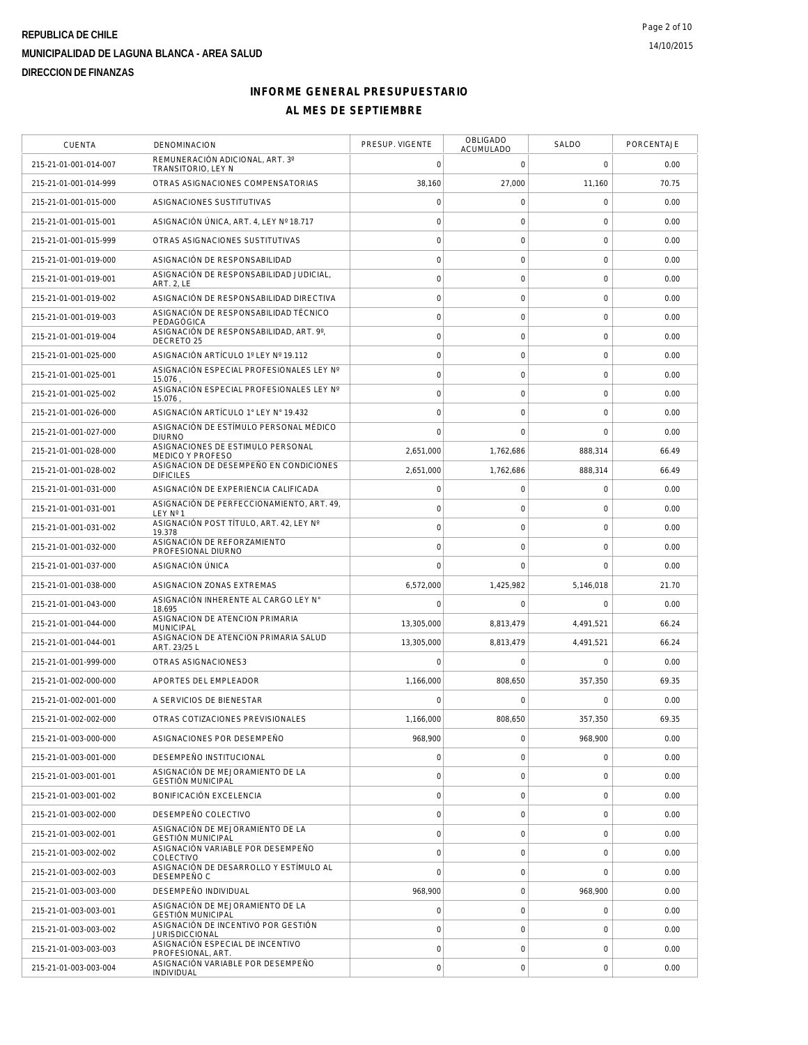**REPUBLICA DE CHILE**
**MUNICIPALIDAD DE LAGUNA BLANCA - AREA SALUD**
**DIRECCION DE FINANZAS**

## INFORME GENERAL PRESUPUESTARIO
## AL MES DE SEPTIEMBRE

| CUENTA | DENOMINACION | PRESUP. VIGENTE | OBLIGADO ACUMULADO | SALDO | PORCENTAJE |
|---|---|---|---|---|---|
| 215-21-01-001-014-007 | REMUNERACIÓN ADICIONAL, ART. 3º TRANSITORIO, LEY N | 0 | 0 | 0 | 0.00 |
| 215-21-01-001-014-999 | OTRAS ASIGNACIONES COMPENSATORIAS | 38,160 | 27,000 | 11,160 | 70.75 |
| 215-21-01-001-015-000 | ASIGNACIONES SUSTITUTIVAS | 0 | 0 | 0 | 0.00 |
| 215-21-01-001-015-001 | ASIGNACIÓN ÚNICA, ART. 4, LEY Nº 18.717 | 0 | 0 | 0 | 0.00 |
| 215-21-01-001-015-999 | OTRAS ASIGNACIONES SUSTITUTIVAS | 0 | 0 | 0 | 0.00 |
| 215-21-01-001-019-000 | ASIGNACIÓN DE RESPONSABILIDAD | 0 | 0 | 0 | 0.00 |
| 215-21-01-001-019-001 | ASIGNACIÓN DE RESPONSABILIDAD JUDICIAL, ART. 2, LE | 0 | 0 | 0 | 0.00 |
| 215-21-01-001-019-002 | ASIGNACIÓN DE RESPONSABILIDAD DIRECTIVA | 0 | 0 | 0 | 0.00 |
| 215-21-01-001-019-003 | ASIGNACIÓN DE RESPONSABILIDAD TÉCNICO PEDAGÓGICA | 0 | 0 | 0 | 0.00 |
| 215-21-01-001-019-004 | ASIGNACIÓN DE RESPONSABILIDAD, ART. 9º, DECRETO 25 | 0 | 0 | 0 | 0.00 |
| 215-21-01-001-025-000 | ASIGNACIÓN ARTÍCULO 1º LEY Nº 19.112 | 0 | 0 | 0 | 0.00 |
| 215-21-01-001-025-001 | ASIGNACIÓN ESPECIAL PROFESIONALES LEY Nº 15.076 , | 0 | 0 | 0 | 0.00 |
| 215-21-01-001-025-002 | ASIGNACIÓN ESPECIAL PROFESIONALES LEY Nº 15.076 , | 0 | 0 | 0 | 0.00 |
| 215-21-01-001-026-000 | ASIGNACIÓN ARTÍCULO 1° LEY N° 19.432 | 0 | 0 | 0 | 0.00 |
| 215-21-01-001-027-000 | ASIGNACIÓN DE ESTÍMULO PERSONAL MÉDICO DIURNO | 0 | 0 | 0 | 0.00 |
| 215-21-01-001-028-000 | ASIGNACIONES DE ESTIMULO PERSONAL MEDICO Y PROFESO | 2,651,000 | 1,762,686 | 888,314 | 66.49 |
| 215-21-01-001-028-002 | ASIGNACION DE DESEMPEÑO EN CONDICIONES DIFICILES | 2,651,000 | 1,762,686 | 888,314 | 66.49 |
| 215-21-01-001-031-000 | ASIGNACIÓN DE EXPERIENCIA CALIFICADA | 0 | 0 | 0 | 0.00 |
| 215-21-01-001-031-001 | ASIGNACIÓN DE PERFECCIONAMIENTO, ART. 49, LEY Nº 1 | 0 | 0 | 0 | 0.00 |
| 215-21-01-001-031-002 | ASIGNACIÓN POST TÍTULO, ART. 42, LEY Nº 19.378 | 0 | 0 | 0 | 0.00 |
| 215-21-01-001-032-000 | ASIGNACIÓN DE REFORZAMIENTO PROFESIONAL DIURNO | 0 | 0 | 0 | 0.00 |
| 215-21-01-001-037-000 | ASIGNACIÓN ÚNICA | 0 | 0 | 0 | 0.00 |
| 215-21-01-001-038-000 | ASIGNACION ZONAS EXTREMAS | 6,572,000 | 1,425,982 | 5,146,018 | 21.70 |
| 215-21-01-001-043-000 | ASIGNACIÓN INHERENTE AL CARGO LEY N° 18.695 | 0 | 0 | 0 | 0.00 |
| 215-21-01-001-044-000 | ASIGNACION DE ATENCION PRIMARIA MUNICIPAL | 13,305,000 | 8,813,479 | 4,491,521 | 66.24 |
| 215-21-01-001-044-001 | ASIGNACION DE ATENCION PRIMARIA SALUD ART. 23/25 L | 13,305,000 | 8,813,479 | 4,491,521 | 66.24 |
| 215-21-01-001-999-000 | OTRAS ASIGNACIONES3 | 0 | 0 | 0 | 0.00 |
| 215-21-01-002-000-000 | APORTES DEL EMPLEADOR | 1,166,000 | 808,650 | 357,350 | 69.35 |
| 215-21-01-002-001-000 | A SERVICIOS DE BIENESTAR | 0 | 0 | 0 | 0.00 |
| 215-21-01-002-002-000 | OTRAS COTIZACIONES PREVISIONALES | 1,166,000 | 808,650 | 357,350 | 69.35 |
| 215-21-01-003-000-000 | ASIGNACIONES POR DESEMPEÑO | 968,900 | 0 | 968,900 | 0.00 |
| 215-21-01-003-001-000 | DESEMPEÑO INSTITUCIONAL | 0 | 0 | 0 | 0.00 |
| 215-21-01-003-001-001 | ASIGNACIÓN DE MEJORAMIENTO DE LA GESTIÓN MUNICIPAL | 0 | 0 | 0 | 0.00 |
| 215-21-01-003-001-002 | BONIFICACIÓN EXCELENCIA | 0 | 0 | 0 | 0.00 |
| 215-21-01-003-002-000 | DESEMPEÑO COLECTIVO | 0 | 0 | 0 | 0.00 |
| 215-21-01-003-002-001 | ASIGNACIÓN DE MEJORAMIENTO DE LA GESTIÓN MUNICIPAL | 0 | 0 | 0 | 0.00 |
| 215-21-01-003-002-002 | ASIGNACIÓN VARIABLE POR DESEMPEÑO COLECTIVO | 0 | 0 | 0 | 0.00 |
| 215-21-01-003-002-003 | ASIGNACIÓN DE DESARROLLO Y ESTÍMULO AL DESEMPEÑO C | 0 | 0 | 0 | 0.00 |
| 215-21-01-003-003-000 | DESEMPEÑO INDIVIDUAL | 968,900 | 0 | 968,900 | 0.00 |
| 215-21-01-003-003-001 | ASIGNACIÓN DE MEJORAMIENTO DE LA GESTIÓN MUNICIPAL | 0 | 0 | 0 | 0.00 |
| 215-21-01-003-003-002 | ASIGNACIÓN DE INCENTIVO POR GESTIÓN JURISDICCIONAL | 0 | 0 | 0 | 0.00 |
| 215-21-01-003-003-003 | ASIGNACIÓN ESPECIAL DE INCENTIVO PROFESIONAL, ART. | 0 | 0 | 0 | 0.00 |
| 215-21-01-003-003-004 | ASIGNACIÓN VARIABLE POR DESEMPEÑO INDIVIDUAL | 0 | 0 | 0 | 0.00 |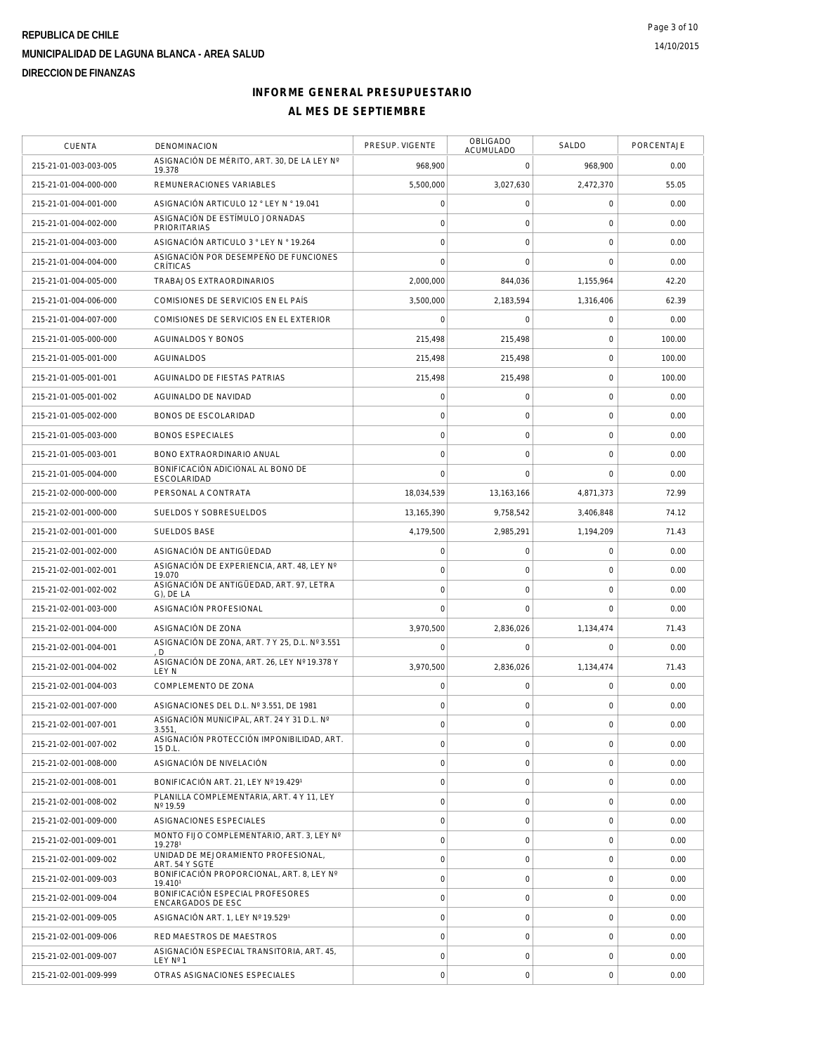REPUBLICA DE CHILE

MUNICIPALIDAD DE LAGUNA BLANCA - AREA SALUD

DIRECCION DE FINANZAS

# INFORME GENERAL PRESUPUESTARIO

## AL MES DE SEPTIEMBRE

| CUENTA | DENOMINACION | PRESUP. VIGENTE | OBLIGADO ACUMULADO | SALDO | PORCENTAJE |
|---|---|---|---|---|---|
| 215-21-01-003-003-005 | ASIGNACIÓN DE MÉRITO, ART. 30, DE LA LEY Nº 19.378 | 968,900 | 0 | 968,900 | 0.00 |
| 215-21-01-004-000-000 | REMUNERACIONES VARIABLES | 5,500,000 | 3,027,630 | 2,472,370 | 55.05 |
| 215-21-01-004-001-000 | ASIGNACIÓN ARTICULO 12 ° LEY N ° 19.041 | 0 | 0 | 0 | 0.00 |
| 215-21-01-004-002-000 | ASIGNACIÓN DE ESTÍMULO JORNADAS PRIORITARIAS | 0 | 0 | 0 | 0.00 |
| 215-21-01-004-003-000 | ASIGNACIÓN ARTICULO 3 ° LEY N ° 19.264 | 0 | 0 | 0 | 0.00 |
| 215-21-01-004-004-000 | ASIGNACIÓN POR DESEMPEÑO DE FUNCIONES CRÍTICAS | 0 | 0 | 0 | 0.00 |
| 215-21-01-004-005-000 | TRABAJOS EXTRAORDINARIOS | 2,000,000 | 844,036 | 1,155,964 | 42.20 |
| 215-21-01-004-006-000 | COMISIONES DE SERVICIOS EN EL PAÍS | 3,500,000 | 2,183,594 | 1,316,406 | 62.39 |
| 215-21-01-004-007-000 | COMISIONES DE SERVICIOS EN EL EXTERIOR | 0 | 0 | 0 | 0.00 |
| 215-21-01-005-000-000 | AGUINALDOS Y BONOS | 215,498 | 215,498 | 0 | 100.00 |
| 215-21-01-005-001-000 | AGUINALDOS | 215,498 | 215,498 | 0 | 100.00 |
| 215-21-01-005-001-001 | AGUINALDO DE FIESTAS PATRIAS | 215,498 | 215,498 | 0 | 100.00 |
| 215-21-01-005-001-002 | AGUINALDO DE NAVIDAD | 0 | 0 | 0 | 0.00 |
| 215-21-01-005-002-000 | BONOS DE ESCOLARIDAD | 0 | 0 | 0 | 0.00 |
| 215-21-01-005-003-000 | BONOS ESPECIALES | 0 | 0 | 0 | 0.00 |
| 215-21-01-005-003-001 | BONO EXTRAORDINARIO ANUAL | 0 | 0 | 0 | 0.00 |
| 215-21-01-005-004-000 | BONIFICACIÓN ADICIONAL AL BONO DE ESCOLARIDAD | 0 | 0 | 0 | 0.00 |
| 215-21-02-000-000-000 | PERSONAL A CONTRATA | 18,034,539 | 13,163,166 | 4,871,373 | 72.99 |
| 215-21-02-001-000-000 | SUELDOS Y SOBRESUELDOS | 13,165,390 | 9,758,542 | 3,406,848 | 74.12 |
| 215-21-02-001-001-000 | SUELDOS BASE | 4,179,500 | 2,985,291 | 1,194,209 | 71.43 |
| 215-21-02-001-002-000 | ASIGNACIÓN DE ANTIGÜEDAD | 0 | 0 | 0 | 0.00 |
| 215-21-02-001-002-001 | ASIGNACIÓN DE EXPERIENCIA, ART. 48, LEY Nº 19.070 | 0 | 0 | 0 | 0.00 |
| 215-21-02-001-002-002 | ASIGNACIÓN DE ANTIGÜEDAD, ART. 97, LETRA G), DE LA | 0 | 0 | 0 | 0.00 |
| 215-21-02-001-003-000 | ASIGNACIÓN PROFESIONAL | 0 | 0 | 0 | 0.00 |
| 215-21-02-001-004-000 | ASIGNACIÓN DE ZONA | 3,970,500 | 2,836,026 | 1,134,474 | 71.43 |
| 215-21-02-001-004-001 | ASIGNACIÓN DE ZONA, ART. 7 Y 25, D.L. Nº 3.551 , D | 0 | 0 | 0 | 0.00 |
| 215-21-02-001-004-002 | ASIGNACIÓN DE ZONA, ART. 26, LEY Nº 19.378 Y LEY N | 3,970,500 | 2,836,026 | 1,134,474 | 71.43 |
| 215-21-02-001-004-003 | COMPLEMENTO DE ZONA | 0 | 0 | 0 | 0.00 |
| 215-21-02-001-007-000 | ASIGNACIONES DEL D.L. Nº 3.551, DE 1981 | 0 | 0 | 0 | 0.00 |
| 215-21-02-001-007-001 | ASIGNACIÓN MUNICIPAL, ART. 24 Y 31 D.L. Nº 3.551, | 0 | 0 | 0 | 0.00 |
| 215-21-02-001-007-002 | ASIGNACIÓN PROTECCIÓN IMPONIBILIDAD, ART. 15 D.L. | 0 | 0 | 0 | 0.00 |
| 215-21-02-001-008-000 | ASIGNACIÓN DE NIVELACIÓN | 0 | 0 | 0 | 0.00 |
| 215-21-02-001-008-001 | BONIFICACIÓN ART. 21, LEY Nº 19.429¹ | 0 | 0 | 0 | 0.00 |
| 215-21-02-001-008-002 | PLANILLA COMPLEMENTARIA, ART. 4 Y 11, LEY Nº 19.59 | 0 | 0 | 0 | 0.00 |
| 215-21-02-001-009-000 | ASIGNACIONES ESPECIALES | 0 | 0 | 0 | 0.00 |
| 215-21-02-001-009-001 | MONTO FIJO COMPLEMENTARIO, ART. 3, LEY Nº 19.278¹ | 0 | 0 | 0 | 0.00 |
| 215-21-02-001-009-002 | UNIDAD DE MEJORAMIENTO PROFESIONAL, ART. 54 Y SGTE | 0 | 0 | 0 | 0.00 |
| 215-21-02-001-009-003 | BONIFICACIÓN PROPORCIONAL, ART. 8, LEY Nº 19.410¹ | 0 | 0 | 0 | 0.00 |
| 215-21-02-001-009-004 | BONIFICACIÓN ESPECIAL PROFESORES ENCARGADOS DE ESC | 0 | 0 | 0 | 0.00 |
| 215-21-02-001-009-005 | ASIGNACIÓN ART. 1, LEY Nº 19.529¹ | 0 | 0 | 0 | 0.00 |
| 215-21-02-001-009-006 | RED MAESTROS DE MAESTROS | 0 | 0 | 0 | 0.00 |
| 215-21-02-001-009-007 | ASIGNACIÓN ESPECIAL TRANSITORIA, ART. 45, LEY Nº 1 | 0 | 0 | 0 | 0.00 |
| 215-21-02-001-009-999 | OTRAS ASIGNACIONES ESPECIALES | 0 | 0 | 0 | 0.00 |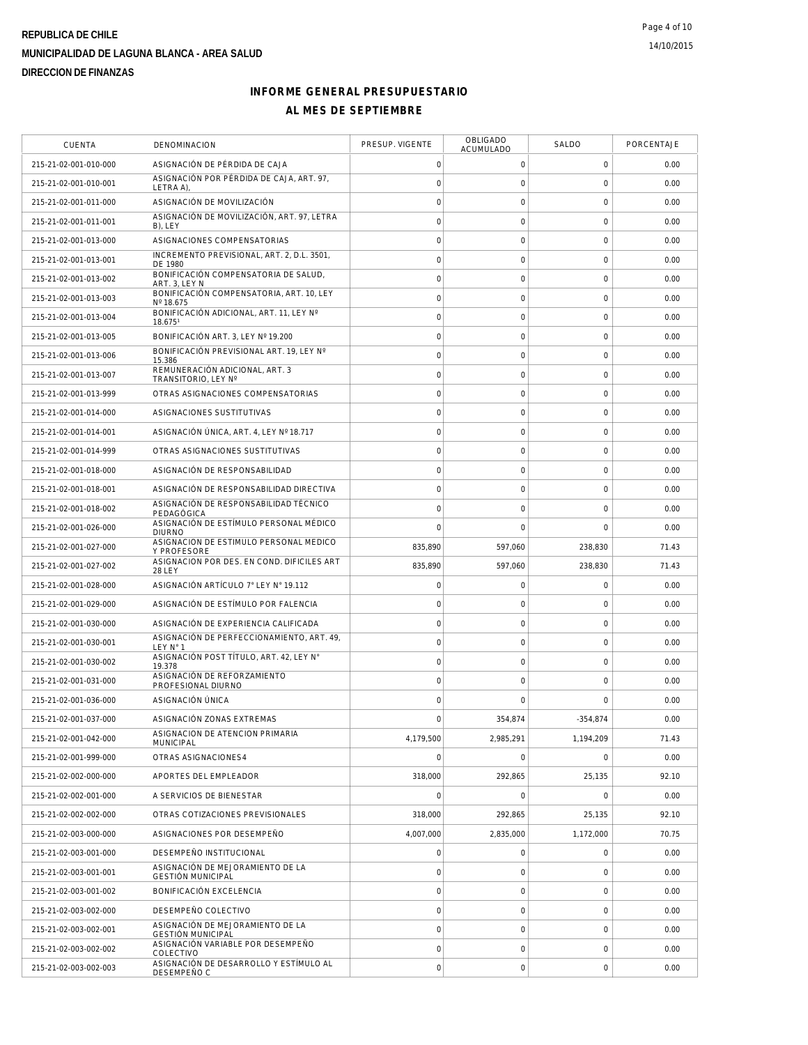**REPUBLICA DE CHILE**

**MUNICIPALIDAD DE LAGUNA BLANCA - AREA SALUD**

**DIRECCION DE FINANZAS**

# INFORME GENERAL PRESUPUESTARIO

## AL MES DE SEPTIEMBRE

| CUENTA | DENOMINACION | PRESUP. VIGENTE | OBLIGADO ACUMULADO | SALDO | PORCENTAJE |
|---|---|---|---|---|---|
| 215-21-02-001-010-000 | ASIGNACIÓN DE PÉRDIDA DE CAJA | 0 | 0 | 0 | 0.00 |
| 215-21-02-001-010-001 | ASIGNACIÓN POR PÉRDIDA DE CAJA, ART. 97, LETRA A), | 0 | 0 | 0 | 0.00 |
| 215-21-02-001-011-000 | ASIGNACIÓN DE MOVILIZACIÓN | 0 | 0 | 0 | 0.00 |
| 215-21-02-001-011-001 | ASIGNACIÓN DE MOVILIZACIÓN, ART. 97, LETRA B), LEY | 0 | 0 | 0 | 0.00 |
| 215-21-02-001-013-000 | ASIGNACIONES COMPENSATORIAS | 0 | 0 | 0 | 0.00 |
| 215-21-02-001-013-001 | INCREMENTO PREVISIONAL, ART. 2, D.L. 3501, DE 1980 | 0 | 0 | 0 | 0.00 |
| 215-21-02-001-013-002 | BONIFICACIÓN COMPENSATORIA DE SALUD, ART. 3, LEY N | 0 | 0 | 0 | 0.00 |
| 215-21-02-001-013-003 | BONIFICACIÓN COMPENSATORIA, ART. 10, LEY Nº 18.675 | 0 | 0 | 0 | 0.00 |
| 215-21-02-001-013-004 | BONIFICACIÓN ADICIONAL, ART. 11, LEY Nº 18.675¹ | 0 | 0 | 0 | 0.00 |
| 215-21-02-001-013-005 | BONIFICACIÓN ART. 3, LEY Nº 19.200 | 0 | 0 | 0 | 0.00 |
| 215-21-02-001-013-006 | BONIFICACIÓN PREVISIONAL ART. 19, LEY Nº 15.386 | 0 | 0 | 0 | 0.00 |
| 215-21-02-001-013-007 | REMUNERACIÓN ADICIONAL, ART. 3 TRANSITORIO, LEY Nº | 0 | 0 | 0 | 0.00 |
| 215-21-02-001-013-999 | OTRAS ASIGNACIONES COMPENSATORIAS | 0 | 0 | 0 | 0.00 |
| 215-21-02-001-014-000 | ASIGNACIONES SUSTITUTIVAS | 0 | 0 | 0 | 0.00 |
| 215-21-02-001-014-001 | ASIGNACIÓN ÚNICA, ART. 4, LEY Nº 18.717 | 0 | 0 | 0 | 0.00 |
| 215-21-02-001-014-999 | OTRAS ASIGNACIONES SUSTITUTIVAS | 0 | 0 | 0 | 0.00 |
| 215-21-02-001-018-000 | ASIGNACIÓN DE RESPONSABILIDAD | 0 | 0 | 0 | 0.00 |
| 215-21-02-001-018-001 | ASIGNACIÓN DE RESPONSABILIDAD DIRECTIVA | 0 | 0 | 0 | 0.00 |
| 215-21-02-001-018-002 | ASIGNACIÓN DE RESPONSABILIDAD TÉCNICO PEDAGÓGICA | 0 | 0 | 0 | 0.00 |
| 215-21-02-001-026-000 | ASIGNACIÓN DE ESTÍMULO PERSONAL MÉDICO DIURNO | 0 | 0 | 0 | 0.00 |
| 215-21-02-001-027-000 | ASIGNACION DE ESTIMULO PERSONAL MEDICO Y PROFESORE | 835,890 | 597,060 | 238,830 | 71.43 |
| 215-21-02-001-027-002 | ASIGNACION POR DES. EN COND. DIFICILES ART 28 LEY | 835,890 | 597,060 | 238,830 | 71.43 |
| 215-21-02-001-028-000 | ASIGNACIÓN ARTÍCULO 7° LEY N° 19.112 | 0 | 0 | 0 | 0.00 |
| 215-21-02-001-029-000 | ASIGNACIÓN DE ESTÍMULO POR FALENCIA | 0 | 0 | 0 | 0.00 |
| 215-21-02-001-030-000 | ASIGNACIÓN DE EXPERIENCIA CALIFICADA | 0 | 0 | 0 | 0.00 |
| 215-21-02-001-030-001 | ASIGNACIÓN DE PERFECCIONAMIENTO, ART. 49, LEY N° 1 | 0 | 0 | 0 | 0.00 |
| 215-21-02-001-030-002 | ASIGNACIÓN POST TÍTULO, ART. 42, LEY N° 19.378 | 0 | 0 | 0 | 0.00 |
| 215-21-02-001-031-000 | ASIGNACIÓN DE REFORZAMIENTO PROFESIONAL DIURNO | 0 | 0 | 0 | 0.00 |
| 215-21-02-001-036-000 | ASIGNACIÓN ÚNICA | 0 | 0 | 0 | 0.00 |
| 215-21-02-001-037-000 | ASIGNACIÓN ZONAS EXTREMAS | 0 | 354,874 | -354,874 | 0.00 |
| 215-21-02-001-042-000 | ASIGNACION DE ATENCION PRIMARIA MUNICIPAL | 4,179,500 | 2,985,291 | 1,194,209 | 71.43 |
| 215-21-02-001-999-000 | OTRAS ASIGNACIONES4 | 0 | 0 | 0 | 0.00 |
| 215-21-02-002-000-000 | APORTES DEL EMPLEADOR | 318,000 | 292,865 | 25,135 | 92.10 |
| 215-21-02-002-001-000 | A SERVICIOS DE BIENESTAR | 0 | 0 | 0 | 0.00 |
| 215-21-02-002-002-000 | OTRAS COTIZACIONES PREVISIONALES | 318,000 | 292,865 | 25,135 | 92.10 |
| 215-21-02-003-000-000 | ASIGNACIONES POR DESEMPEÑO | 4,007,000 | 2,835,000 | 1,172,000 | 70.75 |
| 215-21-02-003-001-000 | DESEMPEÑO INSTITUCIONAL | 0 | 0 | 0 | 0.00 |
| 215-21-02-003-001-001 | ASIGNACIÓN DE MEJORAMIENTO DE LA GESTIÓN MUNICIPAL | 0 | 0 | 0 | 0.00 |
| 215-21-02-003-001-002 | BONIFICACIÓN EXCELENCIA | 0 | 0 | 0 | 0.00 |
| 215-21-02-003-002-000 | DESEMPEÑO COLECTIVO | 0 | 0 | 0 | 0.00 |
| 215-21-02-003-002-001 | ASIGNACIÓN DE MEJORAMIENTO DE LA GESTIÓN MUNICIPAL | 0 | 0 | 0 | 0.00 |
| 215-21-02-003-002-002 | ASIGNACIÓN VARIABLE POR DESEMPEÑO COLECTIVO | 0 | 0 | 0 | 0.00 |
| 215-21-02-003-002-003 | ASIGNACIÓN DE DESARROLLO Y ESTÍMULO AL DESEMPEÑO C | 0 | 0 | 0 | 0.00 |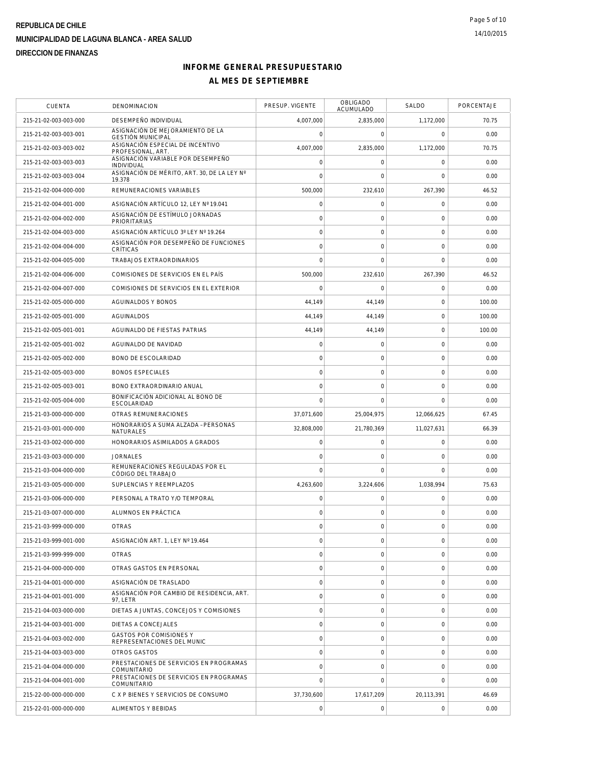**REPUBLICA DE CHILE**

**MUNICIPALIDAD DE LAGUNA BLANCA - AREA SALUD**

**DIRECCION DE FINANZAS**

## INFORME GENERAL PRESUPUESTARIO

## AL MES DE SEPTIEMBRE

| CUENTA | DENOMINACION | PRESUP. VIGENTE | OBLIGADO ACUMULADO | SALDO | PORCENTAJE |
|---|---|---|---|---|---|
| 215-21-02-003-003-000 | DESEMPEÑO INDIVIDUAL | 4,007,000 | 2,835,000 | 1,172,000 | 70.75 |
| 215-21-02-003-003-001 | ASIGNACIÓN DE MEJORAMIENTO DE LA GESTIÓN MUNICIPAL | 0 | 0 | 0 | 0.00 |
| 215-21-02-003-003-002 | ASIGNACIÓN ESPECIAL DE INCENTIVO PROFESIONAL, ART. | 4,007,000 | 2,835,000 | 1,172,000 | 70.75 |
| 215-21-02-003-003-003 | ASIGNACIÓN VARIABLE POR DESEMPEÑO INDIVIDUAL | 0 | 0 | 0 | 0.00 |
| 215-21-02-003-003-004 | ASIGNACIÓN DE MÉRITO, ART. 30, DE LA LEY Nº 19.378 | 0 | 0 | 0 | 0.00 |
| 215-21-02-004-000-000 | REMUNERACIONES VARIABLES | 500,000 | 232,610 | 267,390 | 46.52 |
| 215-21-02-004-001-000 | ASIGNACIÓN ARTÍCULO 12, LEY Nº 19.041 | 0 | 0 | 0 | 0.00 |
| 215-21-02-004-002-000 | ASIGNACIÓN DE ESTÍMULO JORNADAS PRIORITARIAS | 0 | 0 | 0 | 0.00 |
| 215-21-02-004-003-000 | ASIGNACIÓN ARTÍCULO 3º LEY Nº 19.264 | 0 | 0 | 0 | 0.00 |
| 215-21-02-004-004-000 | ASIGNACIÓN POR DESEMPEÑO DE FUNCIONES CRÍTICAS | 0 | 0 | 0 | 0.00 |
| 215-21-02-004-005-000 | TRABAJOS EXTRAORDINARIOS | 0 | 0 | 0 | 0.00 |
| 215-21-02-004-006-000 | COMISIONES DE SERVICIOS EN EL PAÍS | 500,000 | 232,610 | 267,390 | 46.52 |
| 215-21-02-004-007-000 | COMISIONES DE SERVICIOS EN EL EXTERIOR | 0 | 0 | 0 | 0.00 |
| 215-21-02-005-000-000 | AGUINALDOS Y BONOS | 44,149 | 44,149 | 0 | 100.00 |
| 215-21-02-005-001-000 | AGUINALDOS | 44,149 | 44,149 | 0 | 100.00 |
| 215-21-02-005-001-001 | AGUINALDO DE FIESTAS PATRIAS | 44,149 | 44,149 | 0 | 100.00 |
| 215-21-02-005-001-002 | AGUINALDO DE NAVIDAD | 0 | 0 | 0 | 0.00 |
| 215-21-02-005-002-000 | BONO DE ESCOLARIDAD | 0 | 0 | 0 | 0.00 |
| 215-21-02-005-003-000 | BONOS ESPECIALES | 0 | 0 | 0 | 0.00 |
| 215-21-02-005-003-001 | BONO EXTRAORDINARIO ANUAL | 0 | 0 | 0 | 0.00 |
| 215-21-02-005-004-000 | BONIFICACIÓN ADICIONAL AL BONO DE ESCOLARIDAD | 0 | 0 | 0 | 0.00 |
| 215-21-03-000-000-000 | OTRAS REMUNERACIONES | 37,071,600 | 25,004,975 | 12,066,625 | 67.45 |
| 215-21-03-001-000-000 | HONORARIOS A SUMA ALZADA - PERSONAS NATURALES | 32,808,000 | 21,780,369 | 11,027,631 | 66.39 |
| 215-21-03-002-000-000 | HONORARIOS ASIMILADOS A GRADOS | 0 | 0 | 0 | 0.00 |
| 215-21-03-003-000-000 | JORNALES | 0 | 0 | 0 | 0.00 |
| 215-21-03-004-000-000 | REMUNERACIONES REGULADAS POR EL CÓDIGO DEL TRABAJO | 0 | 0 | 0 | 0.00 |
| 215-21-03-005-000-000 | SUPLENCIAS Y REEMPLAZOS | 4,263,600 | 3,224,606 | 1,038,994 | 75.63 |
| 215-21-03-006-000-000 | PERSONAL A TRATO Y/O TEMPORAL | 0 | 0 | 0 | 0.00 |
| 215-21-03-007-000-000 | ALUMNOS EN PRÁCTICA | 0 | 0 | 0 | 0.00 |
| 215-21-03-999-000-000 | OTRAS | 0 | 0 | 0 | 0.00 |
| 215-21-03-999-001-000 | ASIGNACIÓN ART. 1, LEY Nº 19.464 | 0 | 0 | 0 | 0.00 |
| 215-21-03-999-999-000 | OTRAS | 0 | 0 | 0 | 0.00 |
| 215-21-04-000-000-000 | OTRAS GASTOS EN PERSONAL | 0 | 0 | 0 | 0.00 |
| 215-21-04-001-000-000 | ASIGNACIÓN DE TRASLADO | 0 | 0 | 0 | 0.00 |
| 215-21-04-001-001-000 | ASIGNACIÓN POR CAMBIO DE RESIDENCIA, ART. 97, LETR | 0 | 0 | 0 | 0.00 |
| 215-21-04-003-000-000 | DIETAS A JUNTAS, CONCEJOS Y COMISIONES | 0 | 0 | 0 | 0.00 |
| 215-21-04-003-001-000 | DIETAS A CONCEJALES | 0 | 0 | 0 | 0.00 |
| 215-21-04-003-002-000 | GASTOS POR COMISIONES Y REPRESENTACIONES DEL MUNIC | 0 | 0 | 0 | 0.00 |
| 215-21-04-003-003-000 | OTROS GASTOS | 0 | 0 | 0 | 0.00 |
| 215-21-04-004-000-000 | PRESTACIONES DE SERVICIOS EN PROGRAMAS COMUNITARIO | 0 | 0 | 0 | 0.00 |
| 215-21-04-004-001-000 | PRESTACIONES DE SERVICIOS EN PROGRAMAS COMUNITARIO | 0 | 0 | 0 | 0.00 |
| 215-22-00-000-000-000 | C X P BIENES Y SERVICIOS DE CONSUMO | 37,730,600 | 17,617,209 | 20,113,391 | 46.69 |
| 215-22-01-000-000-000 | ALIMENTOS Y BEBIDAS | 0 | 0 | 0 | 0.00 |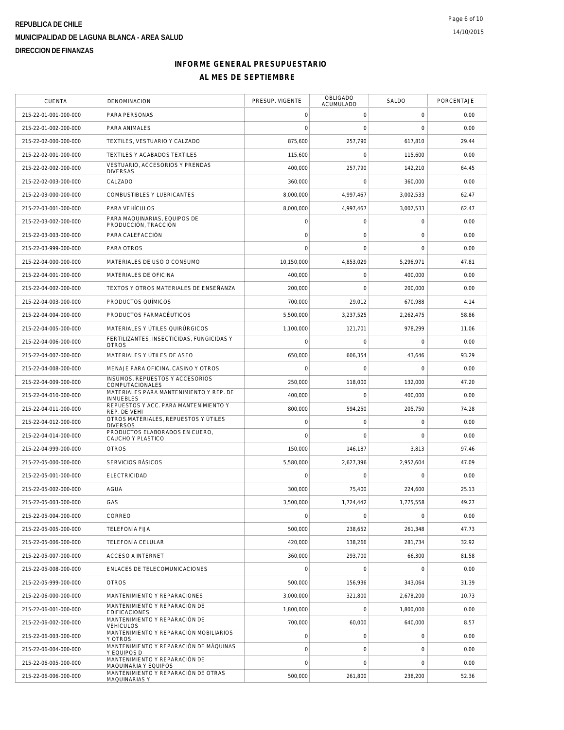REPUBLICA DE CHILE
MUNICIPALIDAD DE LAGUNA BLANCA - AREA SALUD
DIRECCION DE FINANZAS

# INFORME GENERAL PRESUPUESTARIO
## AL MES DE SEPTIEMBRE

| CUENTA | DENOMINACION | PRESUP. VIGENTE | OBLIGADO ACUMULADO | SALDO | PORCENTAJE |
|---|---|---|---|---|---|
| 215-22-01-001-000-000 | PARA PERSONAS | 0 | 0 | 0 | 0.00 |
| 215-22-01-002-000-000 | PARA ANIMALES | 0 | 0 | 0 | 0.00 |
| 215-22-02-000-000-000 | TEXTILES, VESTUARIO Y CALZADO | 875,600 | 257,790 | 617,810 | 29.44 |
| 215-22-02-001-000-000 | TEXTILES Y ACABADOS TEXTILES | 115,600 | 0 | 115,600 | 0.00 |
| 215-22-02-002-000-000 | VESTUARIO, ACCESORIOS Y PRENDAS DIVERSAS | 400,000 | 257,790 | 142,210 | 64.45 |
| 215-22-02-003-000-000 | CALZADO | 360,000 | 0 | 360,000 | 0.00 |
| 215-22-03-000-000-000 | COMBUSTIBLES Y LUBRICANTES | 8,000,000 | 4,997,467 | 3,002,533 | 62.47 |
| 215-22-03-001-000-000 | PARA VEHÍCULOS | 8,000,000 | 4,997,467 | 3,002,533 | 62.47 |
| 215-22-03-002-000-000 | PARA MAQUINARIAS, EQUIPOS DE PRODUCCIÓN, TRACCIÓN | 0 | 0 | 0 | 0.00 |
| 215-22-03-003-000-000 | PARA CALEFACCIÓN | 0 | 0 | 0 | 0.00 |
| 215-22-03-999-000-000 | PARA OTROS | 0 | 0 | 0 | 0.00 |
| 215-22-04-000-000-000 | MATERIALES DE USO O CONSUMO | 10,150,000 | 4,853,029 | 5,296,971 | 47.81 |
| 215-22-04-001-000-000 | MATERIALES DE OFICINA | 400,000 | 0 | 400,000 | 0.00 |
| 215-22-04-002-000-000 | TEXTOS Y OTROS MATERIALES DE ENSEÑANZA | 200,000 | 0 | 200,000 | 0.00 |
| 215-22-04-003-000-000 | PRODUCTOS QUÍMICOS | 700,000 | 29,012 | 670,988 | 4.14 |
| 215-22-04-004-000-000 | PRODUCTOS FARMACÉUTICOS | 5,500,000 | 3,237,525 | 2,262,475 | 58.86 |
| 215-22-04-005-000-000 | MATERIALES Y ÚTILES QUIRÚRGICOS | 1,100,000 | 121,701 | 978,299 | 11.06 |
| 215-22-04-006-000-000 | FERTILIZANTES, INSECTICIDAS, FUNGICIDAS Y OTROS | 0 | 0 | 0 | 0.00 |
| 215-22-04-007-000-000 | MATERIALES Y ÚTILES DE ASEO | 650,000 | 606,354 | 43,646 | 93.29 |
| 215-22-04-008-000-000 | MENAJE PARA OFICINA, CASINO Y OTROS | 0 | 0 | 0 | 0.00 |
| 215-22-04-009-000-000 | INSUMOS, REPUESTOS Y ACCESORIOS COMPUTACIONALES | 250,000 | 118,000 | 132,000 | 47.20 |
| 215-22-04-010-000-000 | MATERIALES PARA MANTENIMIENTO Y REP. DE INMUEBLES | 400,000 | 0 | 400,000 | 0.00 |
| 215-22-04-011-000-000 | REPUESTOS Y ACC. PARA MANTENIMIENTO Y REP. DE VEHI | 800,000 | 594,250 | 205,750 | 74.28 |
| 215-22-04-012-000-000 | OTROS MATERIALES, REPUESTOS Y ÚTILES DIVERSOS | 0 | 0 | 0 | 0.00 |
| 215-22-04-014-000-000 | PRODUCTOS ELABORADOS EN CUERO, CAUCHO Y PLASTICO | 0 | 0 | 0 | 0.00 |
| 215-22-04-999-000-000 | OTROS | 150,000 | 146,187 | 3,813 | 97.46 |
| 215-22-05-000-000-000 | SERVICIOS BÁSICOS | 5,580,000 | 2,627,396 | 2,952,604 | 47.09 |
| 215-22-05-001-000-000 | ELECTRICIDAD | 0 | 0 | 0 | 0.00 |
| 215-22-05-002-000-000 | AGUA | 300,000 | 75,400 | 224,600 | 25.13 |
| 215-22-05-003-000-000 | GAS | 3,500,000 | 1,724,442 | 1,775,558 | 49.27 |
| 215-22-05-004-000-000 | CORREO | 0 | 0 | 0 | 0.00 |
| 215-22-05-005-000-000 | TELEFONÍA FIJA | 500,000 | 238,652 | 261,348 | 47.73 |
| 215-22-05-006-000-000 | TELEFONÍA CELULAR | 420,000 | 138,266 | 281,734 | 32.92 |
| 215-22-05-007-000-000 | ACCESO A INTERNET | 360,000 | 293,700 | 66,300 | 81.58 |
| 215-22-05-008-000-000 | ENLACES DE TELECOMUNICACIONES | 0 | 0 | 0 | 0.00 |
| 215-22-05-999-000-000 | OTROS | 500,000 | 156,936 | 343,064 | 31.39 |
| 215-22-06-000-000-000 | MANTENIMIENTO Y REPARACIONES | 3,000,000 | 321,800 | 2,678,200 | 10.73 |
| 215-22-06-001-000-000 | MANTENIMIENTO Y REPARACIÓN DE EDIFICACIONES | 1,800,000 | 0 | 1,800,000 | 0.00 |
| 215-22-06-002-000-000 | MANTENIMIENTO Y REPARACIÓN DE VEHÍCULOS | 700,000 | 60,000 | 640,000 | 8.57 |
| 215-22-06-003-000-000 | MANTENIMIENTO Y REPARACIÓN MOBILIARIOS Y OTROS | 0 | 0 | 0 | 0.00 |
| 215-22-06-004-000-000 | MANTENIMIENTO Y REPARACIÓN DE MÁQUINAS Y EQUIPOS D | 0 | 0 | 0 | 0.00 |
| 215-22-06-005-000-000 | MANTENIMIENTO Y REPARACIÓN DE MAQUINARIA Y EQUIPOS | 0 | 0 | 0 | 0.00 |
| 215-22-06-006-000-000 | MANTENIMIENTO Y REPARACIÓN DE OTRAS MAQUINARIAS Y | 500,000 | 261,800 | 238,200 | 52.36 |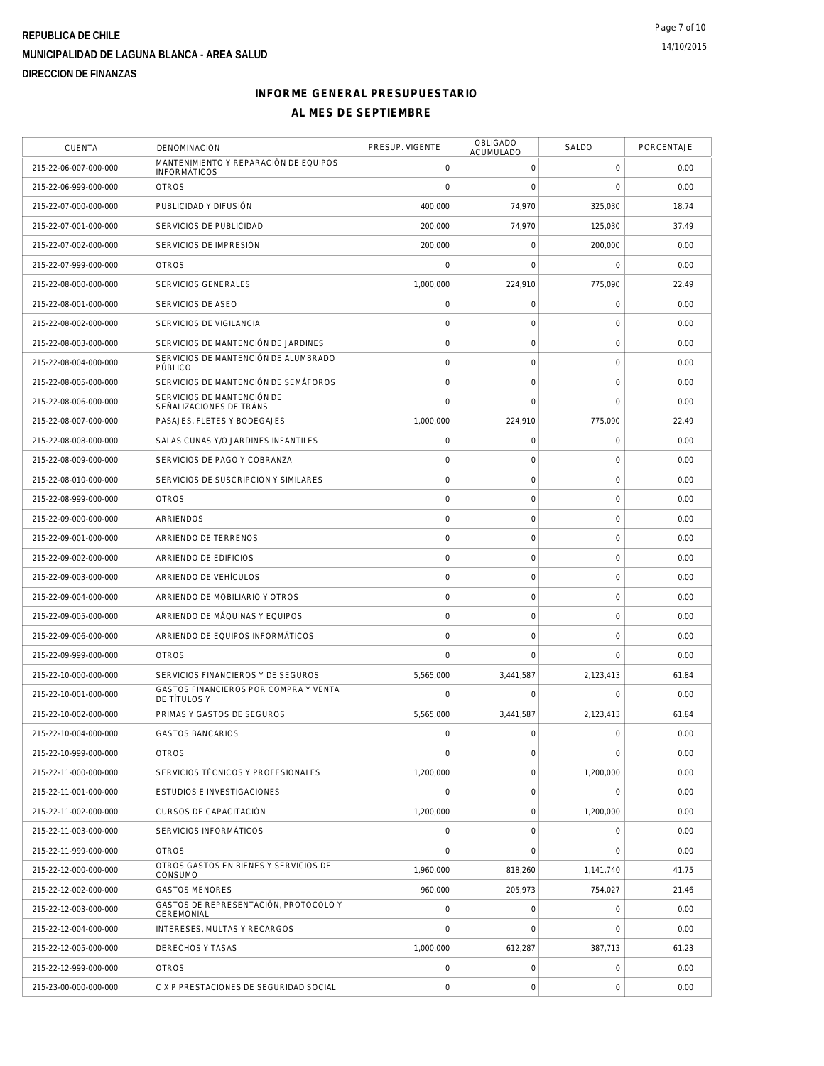REPUBLICA DE CHILE

MUNICIPALIDAD DE LAGUNA BLANCA - AREA SALUD

DIRECCION DE FINANZAS

# INFORME GENERAL PRESUPUESTARIO

## AL MES DE SEPTIEMBRE

| CUENTA | DENOMINACION | PRESUP. VIGENTE | OBLIGADO ACUMULADO | SALDO | PORCENTAJE |
|---|---|---|---|---|---|
| 215-22-06-007-000-000 | MANTENIMIENTO Y REPARACIÓN DE EQUIPOS INFORMÁTICOS | 0 | 0 | 0 | 0.00 |
| 215-22-06-999-000-000 | OTROS | 0 | 0 | 0 | 0.00 |
| 215-22-07-000-000-000 | PUBLICIDAD Y DIFUSIÓN | 400,000 | 74,970 | 325,030 | 18.74 |
| 215-22-07-001-000-000 | SERVICIOS DE PUBLICIDAD | 200,000 | 74,970 | 125,030 | 37.49 |
| 215-22-07-002-000-000 | SERVICIOS DE IMPRESIÓN | 200,000 | 0 | 200,000 | 0.00 |
| 215-22-07-999-000-000 | OTROS | 0 | 0 | 0 | 0.00 |
| 215-22-08-000-000-000 | SERVICIOS GENERALES | 1,000,000 | 224,910 | 775,090 | 22.49 |
| 215-22-08-001-000-000 | SERVICIOS DE ASEO | 0 | 0 | 0 | 0.00 |
| 215-22-08-002-000-000 | SERVICIOS DE VIGILANCIA | 0 | 0 | 0 | 0.00 |
| 215-22-08-003-000-000 | SERVICIOS DE MANTENCIÓN DE JARDINES | 0 | 0 | 0 | 0.00 |
| 215-22-08-004-000-000 | SERVICIOS DE MANTENCIÓN DE ALUMBRADO PÚBLICO | 0 | 0 | 0 | 0.00 |
| 215-22-08-005-000-000 | SERVICIOS DE MANTENCIÓN DE SEMÁFOROS | 0 | 0 | 0 | 0.00 |
| 215-22-08-006-000-000 | SERVICIOS DE MANTENCIÓN DE SEÑALIZACIONES DE TRÁNS | 0 | 0 | 0 | 0.00 |
| 215-22-08-007-000-000 | PASAJES, FLETES Y BODEGAJES | 1,000,000 | 224,910 | 775,090 | 22.49 |
| 215-22-08-008-000-000 | SALAS CUNAS Y/O JARDINES INFANTILES | 0 | 0 | 0 | 0.00 |
| 215-22-08-009-000-000 | SERVICIOS DE PAGO Y COBRANZA | 0 | 0 | 0 | 0.00 |
| 215-22-08-010-000-000 | SERVICIOS DE SUSCRIPCION Y SIMILARES | 0 | 0 | 0 | 0.00 |
| 215-22-08-999-000-000 | OTROS | 0 | 0 | 0 | 0.00 |
| 215-22-09-000-000-000 | ARRIENDOS | 0 | 0 | 0 | 0.00 |
| 215-22-09-001-000-000 | ARRIENDO DE TERRENOS | 0 | 0 | 0 | 0.00 |
| 215-22-09-002-000-000 | ARRIENDO DE EDIFICIOS | 0 | 0 | 0 | 0.00 |
| 215-22-09-003-000-000 | ARRIENDO DE VEHÍCULOS | 0 | 0 | 0 | 0.00 |
| 215-22-09-004-000-000 | ARRIENDO DE MOBILIARIO Y OTROS | 0 | 0 | 0 | 0.00 |
| 215-22-09-005-000-000 | ARRIENDO DE MÁQUINAS Y EQUIPOS | 0 | 0 | 0 | 0.00 |
| 215-22-09-006-000-000 | ARRIENDO DE EQUIPOS INFORMÁTICOS | 0 | 0 | 0 | 0.00 |
| 215-22-09-999-000-000 | OTROS | 0 | 0 | 0 | 0.00 |
| 215-22-10-000-000-000 | SERVICIOS FINANCIEROS Y DE SEGUROS | 5,565,000 | 3,441,587 | 2,123,413 | 61.84 |
| 215-22-10-001-000-000 | GASTOS FINANCIEROS POR COMPRA Y VENTA DE TÍTULOS Y | 0 | 0 | 0 | 0.00 |
| 215-22-10-002-000-000 | PRIMAS Y GASTOS DE SEGUROS | 5,565,000 | 3,441,587 | 2,123,413 | 61.84 |
| 215-22-10-004-000-000 | GASTOS BANCARIOS | 0 | 0 | 0 | 0.00 |
| 215-22-10-999-000-000 | OTROS | 0 | 0 | 0 | 0.00 |
| 215-22-11-000-000-000 | SERVICIOS TÉCNICOS Y PROFESIONALES | 1,200,000 | 0 | 1,200,000 | 0.00 |
| 215-22-11-001-000-000 | ESTUDIOS E INVESTIGACIONES | 0 | 0 | 0 | 0.00 |
| 215-22-11-002-000-000 | CURSOS DE CAPACITACIÓN | 1,200,000 | 0 | 1,200,000 | 0.00 |
| 215-22-11-003-000-000 | SERVICIOS INFORMÁTICOS | 0 | 0 | 0 | 0.00 |
| 215-22-11-999-000-000 | OTROS | 0 | 0 | 0 | 0.00 |
| 215-22-12-000-000-000 | OTROS GASTOS EN BIENES Y SERVICIOS DE CONSUMO | 1,960,000 | 818,260 | 1,141,740 | 41.75 |
| 215-22-12-002-000-000 | GASTOS MENORES | 960,000 | 205,973 | 754,027 | 21.46 |
| 215-22-12-003-000-000 | GASTOS DE REPRESENTACIÓN, PROTOCOLO Y CEREMONIAL | 0 | 0 | 0 | 0.00 |
| 215-22-12-004-000-000 | INTERESES, MULTAS Y RECARGOS | 0 | 0 | 0 | 0.00 |
| 215-22-12-005-000-000 | DERECHOS Y TASAS | 1,000,000 | 612,287 | 387,713 | 61.23 |
| 215-22-12-999-000-000 | OTROS | 0 | 0 | 0 | 0.00 |
| 215-23-00-000-000-000 | C X P PRESTACIONES DE SEGURIDAD SOCIAL | 0 | 0 | 0 | 0.00 |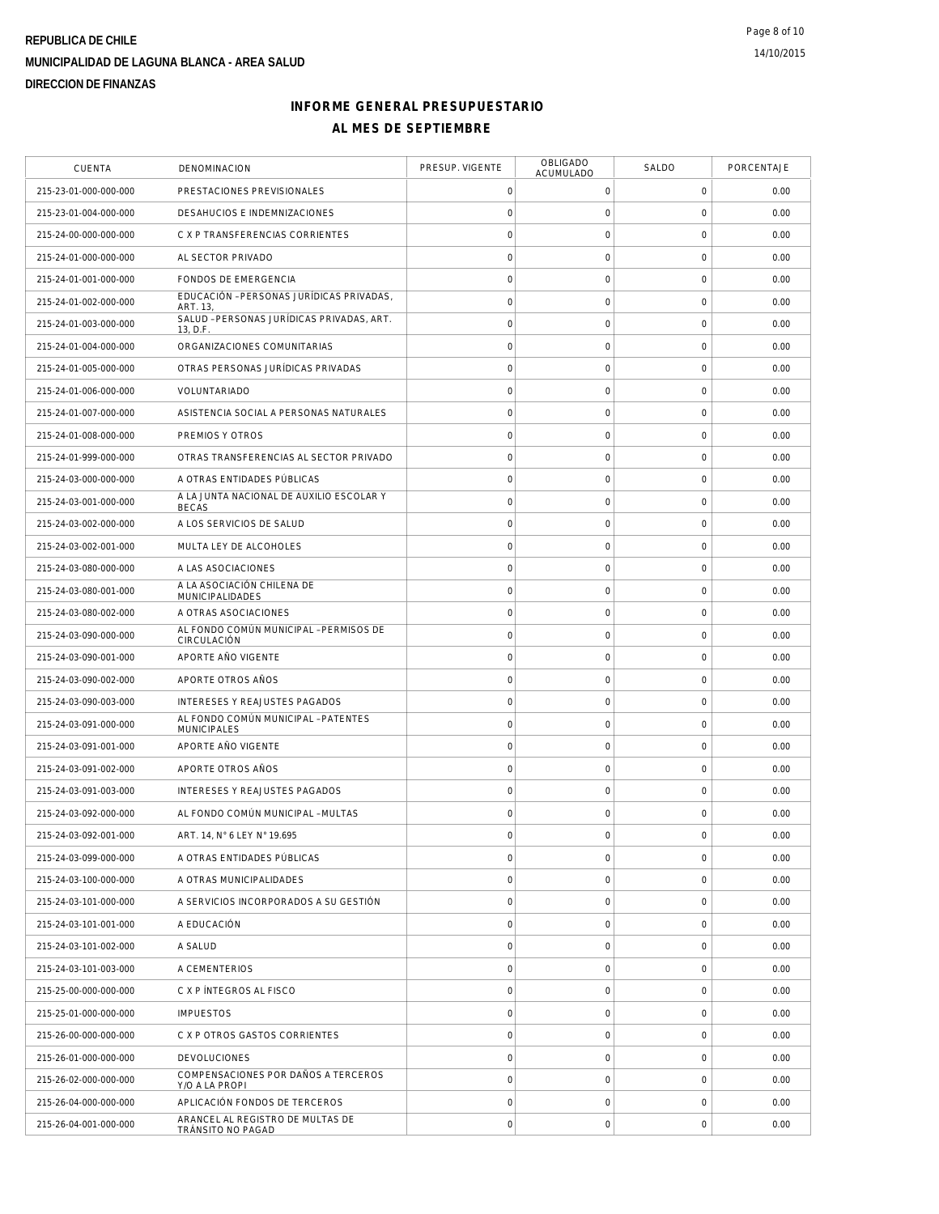**REPUBLICA DE CHILE**

**MUNICIPALIDAD DE LAGUNA BLANCA - AREA SALUD**

**DIRECCION DE FINANZAS**

## INFORME GENERAL PRESUPUESTARIO

## AL MES DE SEPTIEMBRE

| CUENTA | DENOMINACION | PRESUP. VIGENTE | OBLIGADO ACUMULADO | SALDO | PORCENTAJE |
|---|---|---|---|---|---|
| 215-23-01-000-000-000 | PRESTACIONES PREVISIONALES | 0 | 0 | 0 | 0.00 |
| 215-23-01-004-000-000 | DESAHUCIOS E INDEMNIZACIONES | 0 | 0 | 0 | 0.00 |
| 215-24-00-000-000-000 | C X P TRANSFERENCIAS CORRIENTES | 0 | 0 | 0 | 0.00 |
| 215-24-01-000-000-000 | AL SECTOR PRIVADO | 0 | 0 | 0 | 0.00 |
| 215-24-01-001-000-000 | FONDOS DE EMERGENCIA | 0 | 0 | 0 | 0.00 |
| 215-24-01-002-000-000 | EDUCACIÓN -PERSONAS JURÍDICAS PRIVADAS, ART. 13, | 0 | 0 | 0 | 0.00 |
| 215-24-01-003-000-000 | SALUD -PERSONAS JURÍDICAS PRIVADAS, ART. 13, D.F. | 0 | 0 | 0 | 0.00 |
| 215-24-01-004-000-000 | ORGANIZACIONES COMUNITARIAS | 0 | 0 | 0 | 0.00 |
| 215-24-01-005-000-000 | OTRAS PERSONAS JURÍDICAS PRIVADAS | 0 | 0 | 0 | 0.00 |
| 215-24-01-006-000-000 | VOLUNTARIADO | 0 | 0 | 0 | 0.00 |
| 215-24-01-007-000-000 | ASISTENCIA SOCIAL A PERSONAS NATURALES | 0 | 0 | 0 | 0.00 |
| 215-24-01-008-000-000 | PREMIOS Y OTROS | 0 | 0 | 0 | 0.00 |
| 215-24-01-999-000-000 | OTRAS TRANSFERENCIAS AL SECTOR PRIVADO | 0 | 0 | 0 | 0.00 |
| 215-24-03-000-000-000 | A OTRAS ENTIDADES PÚBLICAS | 0 | 0 | 0 | 0.00 |
| 215-24-03-001-000-000 | A LA JUNTA NACIONAL DE AUXILIO ESCOLAR Y BECAS | 0 | 0 | 0 | 0.00 |
| 215-24-03-002-000-000 | A LOS SERVICIOS DE SALUD | 0 | 0 | 0 | 0.00 |
| 215-24-03-002-001-000 | MULTA LEY DE ALCOHOLES | 0 | 0 | 0 | 0.00 |
| 215-24-03-080-000-000 | A LAS ASOCIACIONES | 0 | 0 | 0 | 0.00 |
| 215-24-03-080-001-000 | A LA ASOCIACIÓN CHILENA DE MUNICIPALIDADES | 0 | 0 | 0 | 0.00 |
| 215-24-03-080-002-000 | A OTRAS ASOCIACIONES | 0 | 0 | 0 | 0.00 |
| 215-24-03-090-000-000 | AL FONDO COMÚN MUNICIPAL -PERMISOS DE CIRCULACIÓN | 0 | 0 | 0 | 0.00 |
| 215-24-03-090-001-000 | APORTE AÑO VIGENTE | 0 | 0 | 0 | 0.00 |
| 215-24-03-090-002-000 | APORTE OTROS AÑOS | 0 | 0 | 0 | 0.00 |
| 215-24-03-090-003-000 | INTERESES Y REAJUSTES PAGADOS | 0 | 0 | 0 | 0.00 |
| 215-24-03-091-000-000 | AL FONDO COMÚN MUNICIPAL -PATENTES MUNICIPALES | 0 | 0 | 0 | 0.00 |
| 215-24-03-091-001-000 | APORTE AÑO VIGENTE | 0 | 0 | 0 | 0.00 |
| 215-24-03-091-002-000 | APORTE OTROS AÑOS | 0 | 0 | 0 | 0.00 |
| 215-24-03-091-003-000 | INTERESES Y REAJUSTES PAGADOS | 0 | 0 | 0 | 0.00 |
| 215-24-03-092-000-000 | AL FONDO COMÚN MUNICIPAL -MULTAS | 0 | 0 | 0 | 0.00 |
| 215-24-03-092-001-000 | ART. 14, N° 6 LEY N° 19.695 | 0 | 0 | 0 | 0.00 |
| 215-24-03-099-000-000 | A OTRAS ENTIDADES PÚBLICAS | 0 | 0 | 0 | 0.00 |
| 215-24-03-100-000-000 | A OTRAS MUNICIPALIDADES | 0 | 0 | 0 | 0.00 |
| 215-24-03-101-000-000 | A SERVICIOS INCORPORADOS A SU GESTIÓN | 0 | 0 | 0 | 0.00 |
| 215-24-03-101-001-000 | A EDUCACIÓN | 0 | 0 | 0 | 0.00 |
| 215-24-03-101-002-000 | A SALUD | 0 | 0 | 0 | 0.00 |
| 215-24-03-101-003-000 | A CEMENTERIOS | 0 | 0 | 0 | 0.00 |
| 215-25-00-000-000-000 | C X P ÍNTEGROS AL FISCO | 0 | 0 | 0 | 0.00 |
| 215-25-01-000-000-000 | IMPUESTOS | 0 | 0 | 0 | 0.00 |
| 215-26-00-000-000-000 | C X P OTROS GASTOS CORRIENTES | 0 | 0 | 0 | 0.00 |
| 215-26-01-000-000-000 | DEVOLUCIONES | 0 | 0 | 0 | 0.00 |
| 215-26-02-000-000-000 | COMPENSACIONES POR DAÑOS A TERCEROS Y/O A LA PROPI | 0 | 0 | 0 | 0.00 |
| 215-26-04-000-000-000 | APLICACIÓN FONDOS DE TERCEROS | 0 | 0 | 0 | 0.00 |
| 215-26-04-001-000-000 | ARANCEL AL REGISTRO DE MULTAS DE TRÁNSITO NO PAGAD | 0 | 0 | 0 | 0.00 |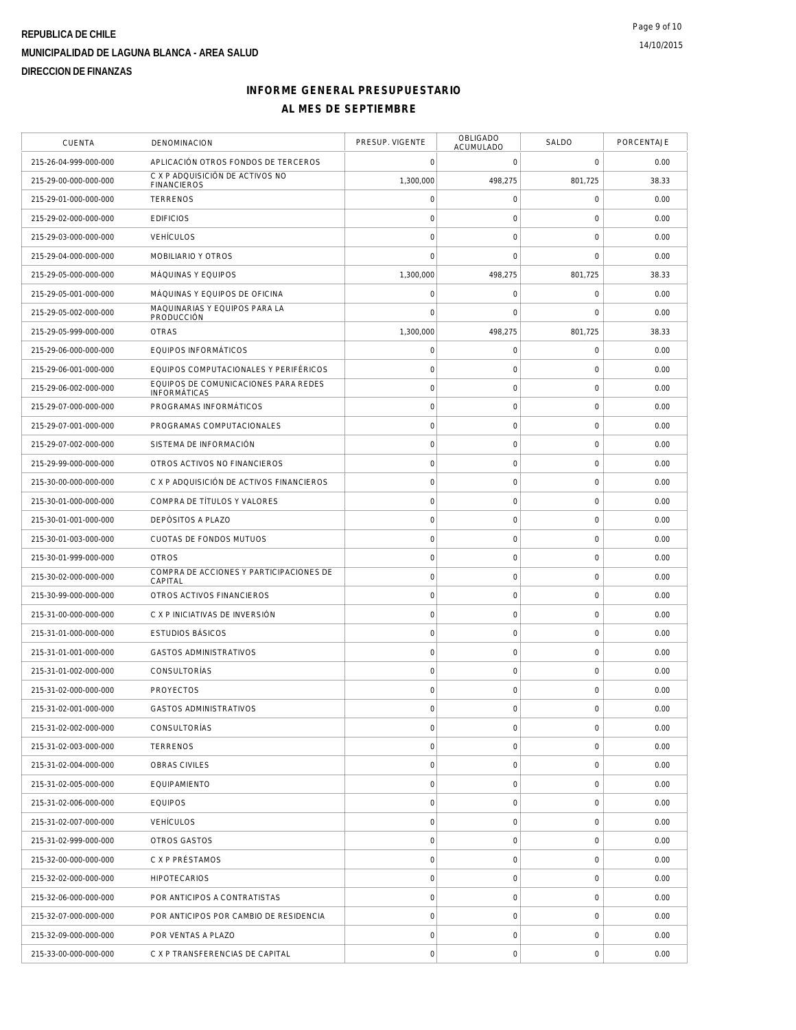REPUBLICA DE CHILE

MUNICIPALIDAD DE LAGUNA BLANCA - AREA SALUD

DIRECCION DE FINANZAS

# INFORME GENERAL PRESUPUESTARIO

## AL MES DE SEPTIEMBRE

| CUENTA | DENOMINACION | PRESUP. VIGENTE | OBLIGADO ACUMULADO | SALDO | PORCENTAJE |
|---|---|---|---|---|---|
| 215-26-04-999-000-000 | APLICACIÓN OTROS FONDOS DE TERCEROS | 0 | 0 | 0 | 0.00 |
| 215-29-00-000-000-000 | C X P ADQUISICIÓN DE ACTIVOS NO FINANCIEROS | 1,300,000 | 498,275 | 801,725 | 38.33 |
| 215-29-01-000-000-000 | TERRENOS | 0 | 0 | 0 | 0.00 |
| 215-29-02-000-000-000 | EDIFICIOS | 0 | 0 | 0 | 0.00 |
| 215-29-03-000-000-000 | VEHÍCULOS | 0 | 0 | 0 | 0.00 |
| 215-29-04-000-000-000 | MOBILIARIO Y OTROS | 0 | 0 | 0 | 0.00 |
| 215-29-05-000-000-000 | MÁQUINAS Y EQUIPOS | 1,300,000 | 498,275 | 801,725 | 38.33 |
| 215-29-05-001-000-000 | MÁQUINAS Y EQUIPOS DE OFICINA | 0 | 0 | 0 | 0.00 |
| 215-29-05-002-000-000 | MAQUINARIAS Y EQUIPOS PARA LA PRODUCCIÓN | 0 | 0 | 0 | 0.00 |
| 215-29-05-999-000-000 | OTRAS | 1,300,000 | 498,275 | 801,725 | 38.33 |
| 215-29-06-000-000-000 | EQUIPOS INFORMÁTICOS | 0 | 0 | 0 | 0.00 |
| 215-29-06-001-000-000 | EQUIPOS COMPUTACIONALES Y PERIFÉRICOS | 0 | 0 | 0 | 0.00 |
| 215-29-06-002-000-000 | EQUIPOS DE COMUNICACIONES PARA REDES INFORMÁTICAS | 0 | 0 | 0 | 0.00 |
| 215-29-07-000-000-000 | PROGRAMAS INFORMÁTICOS | 0 | 0 | 0 | 0.00 |
| 215-29-07-001-000-000 | PROGRAMAS COMPUTACIONALES | 0 | 0 | 0 | 0.00 |
| 215-29-07-002-000-000 | SISTEMA DE INFORMACIÓN | 0 | 0 | 0 | 0.00 |
| 215-29-99-000-000-000 | OTROS ACTIVOS NO FINANCIEROS | 0 | 0 | 0 | 0.00 |
| 215-30-00-000-000-000 | C X P ADQUISICIÓN DE ACTIVOS FINANCIEROS | 0 | 0 | 0 | 0.00 |
| 215-30-01-000-000-000 | COMPRA DE TÍTULOS Y VALORES | 0 | 0 | 0 | 0.00 |
| 215-30-01-001-000-000 | DEPÓSITOS A PLAZO | 0 | 0 | 0 | 0.00 |
| 215-30-01-003-000-000 | CUOTAS DE FONDOS MUTUOS | 0 | 0 | 0 | 0.00 |
| 215-30-01-999-000-000 | OTROS | 0 | 0 | 0 | 0.00 |
| 215-30-02-000-000-000 | COMPRA DE ACCIONES Y PARTICIPACIONES DE CAPITAL | 0 | 0 | 0 | 0.00 |
| 215-30-99-000-000-000 | OTROS ACTIVOS FINANCIEROS | 0 | 0 | 0 | 0.00 |
| 215-31-00-000-000-000 | C X P INICIATIVAS DE INVERSIÓN | 0 | 0 | 0 | 0.00 |
| 215-31-01-000-000-000 | ESTUDIOS BÁSICOS | 0 | 0 | 0 | 0.00 |
| 215-31-01-001-000-000 | GASTOS ADMINISTRATIVOS | 0 | 0 | 0 | 0.00 |
| 215-31-01-002-000-000 | CONSULTORÍAS | 0 | 0 | 0 | 0.00 |
| 215-31-02-000-000-000 | PROYECTOS | 0 | 0 | 0 | 0.00 |
| 215-31-02-001-000-000 | GASTOS ADMINISTRATIVOS | 0 | 0 | 0 | 0.00 |
| 215-31-02-002-000-000 | CONSULTORÍAS | 0 | 0 | 0 | 0.00 |
| 215-31-02-003-000-000 | TERRENOS | 0 | 0 | 0 | 0.00 |
| 215-31-02-004-000-000 | OBRAS CIVILES | 0 | 0 | 0 | 0.00 |
| 215-31-02-005-000-000 | EQUIPAMIENTO | 0 | 0 | 0 | 0.00 |
| 215-31-02-006-000-000 | EQUIPOS | 0 | 0 | 0 | 0.00 |
| 215-31-02-007-000-000 | VEHÍCULOS | 0 | 0 | 0 | 0.00 |
| 215-31-02-999-000-000 | OTROS GASTOS | 0 | 0 | 0 | 0.00 |
| 215-32-00-000-000-000 | C X P PRÉSTAMOS | 0 | 0 | 0 | 0.00 |
| 215-32-02-000-000-000 | HIPOTECARIOS | 0 | 0 | 0 | 0.00 |
| 215-32-06-000-000-000 | POR ANTICIPOS A CONTRATISTAS | 0 | 0 | 0 | 0.00 |
| 215-32-07-000-000-000 | POR ANTICIPOS POR CAMBIO DE RESIDENCIA | 0 | 0 | 0 | 0.00 |
| 215-32-09-000-000-000 | POR VENTAS A PLAZO | 0 | 0 | 0 | 0.00 |
| 215-33-00-000-000-000 | C X P TRANSFERENCIAS DE CAPITAL | 0 | 0 | 0 | 0.00 |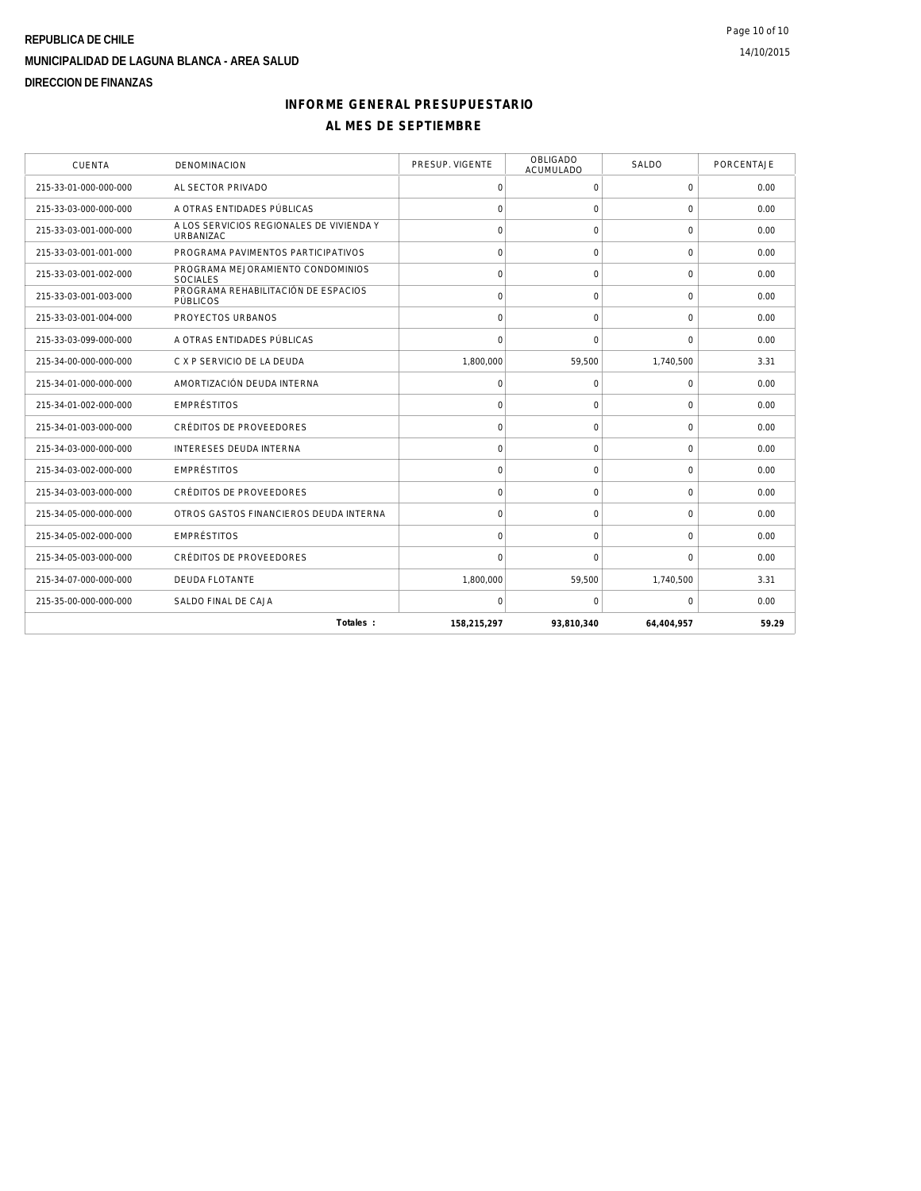REPUBLICA DE CHILE
MUNICIPALIDAD DE LAGUNA BLANCA - AREA SALUD
DIRECCION DE FINANZAS

14/10/2015

## INFORME GENERAL PRESUPUESTARIO
## AL MES DE SEPTIEMBRE

| CUENTA | DENOMINACION | PRESUP. VIGENTE | OBLIGADO ACUMULADO | SALDO | PORCENTAJE |
|---|---|---|---|---|---|
| 215-33-01-000-000-000 | AL SECTOR PRIVADO | 0 | 0 | 0 | 0.00 |
| 215-33-03-000-000-000 | A OTRAS ENTIDADES PÚBLICAS | 0 | 0 | 0 | 0.00 |
| 215-33-03-001-000-000 | A LOS SERVICIOS REGIONALES DE VIVIENDA Y URBANIZAC | 0 | 0 | 0 | 0.00 |
| 215-33-03-001-001-000 | PROGRAMA PAVIMENTOS PARTICIPATIVOS | 0 | 0 | 0 | 0.00 |
| 215-33-03-001-002-000 | PROGRAMA MEJORAMIENTO CONDOMINIOS SOCIALES | 0 | 0 | 0 | 0.00 |
| 215-33-03-001-003-000 | PROGRAMA REHABILITACIÓN DE ESPACIOS PÚBLICOS | 0 | 0 | 0 | 0.00 |
| 215-33-03-001-004-000 | PROYECTOS URBANOS | 0 | 0 | 0 | 0.00 |
| 215-33-03-099-000-000 | A OTRAS ENTIDADES PÚBLICAS | 0 | 0 | 0 | 0.00 |
| 215-34-00-000-000-000 | C X P SERVICIO DE LA DEUDA | 1,800,000 | 59,500 | 1,740,500 | 3.31 |
| 215-34-01-000-000-000 | AMORTIZACIÓN DEUDA INTERNA | 0 | 0 | 0 | 0.00 |
| 215-34-01-002-000-000 | EMPRÉSTITOS | 0 | 0 | 0 | 0.00 |
| 215-34-01-003-000-000 | CRÉDITOS DE PROVEEDORES | 0 | 0 | 0 | 0.00 |
| 215-34-03-000-000-000 | INTERESES DEUDA INTERNA | 0 | 0 | 0 | 0.00 |
| 215-34-03-002-000-000 | EMPRÉSTITOS | 0 | 0 | 0 | 0.00 |
| 215-34-03-003-000-000 | CRÉDITOS DE PROVEEDORES | 0 | 0 | 0 | 0.00 |
| 215-34-05-000-000-000 | OTROS GASTOS FINANCIEROS DEUDA INTERNA | 0 | 0 | 0 | 0.00 |
| 215-34-05-002-000-000 | EMPRÉSTITOS | 0 | 0 | 0 | 0.00 |
| 215-34-05-003-000-000 | CRÉDITOS DE PROVEEDORES | 0 | 0 | 0 | 0.00 |
| 215-34-07-000-000-000 | DEUDA FLOTANTE | 1,800,000 | 59,500 | 1,740,500 | 3.31 |
| 215-35-00-000-000-000 | SALDO FINAL DE CAJA | 0 | 0 | 0 | 0.00 |
| | **Totales :** | **158,215,297** | **93,810,340** | **64,404,957** | **59.29** |